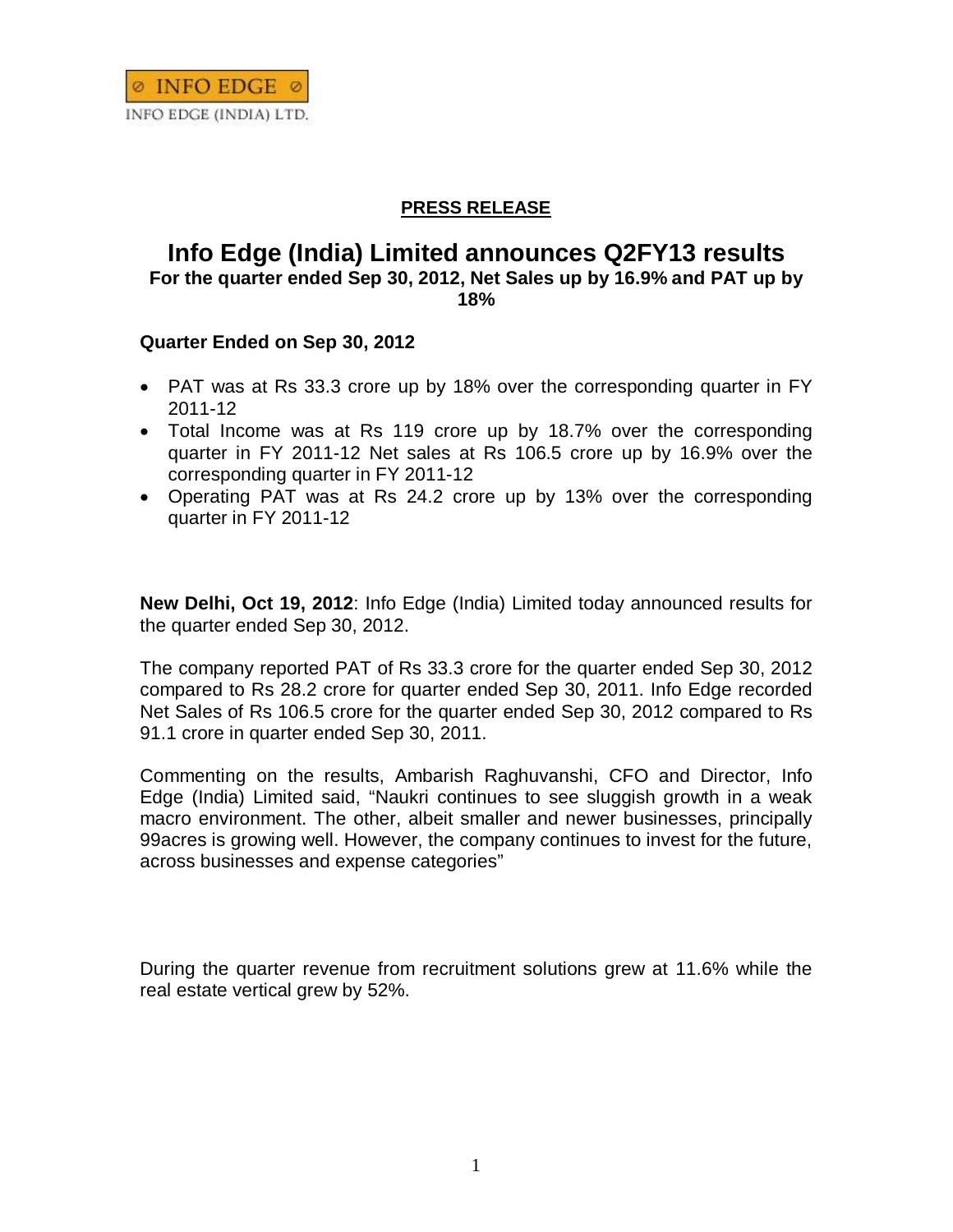INFO EDGE

INFO EDGE (INDIA) LTD.

**PRESS RELEASE**

# Info Edge (India) Limited announces Q2FY13 results

**For the quarter ended Sep 30, 2012, Net Sales up by 16.9% and PAT up by 18%**

**Quarter Ended on Sep 30, 2012**

- PAT was at Rs 33.3 crore up by 18% over the corresponding quarter in FY 2011-12
- Total Income was at Rs 119 crore up by 18.7% over the corresponding quarter in FY 2011-12 Net sales at Rs 106.5 crore up by 16.9% over the corresponding quarter in FY 2011-12
- Operating PAT was at Rs 24.2 crore up by 13% over the corresponding quarter in FY 2011-12

**New Delhi, Oct 19, 2012**: Info Edge (India) Limited today announced results for the quarter ended Sep 30, 2012.

The company reported PAT of Rs 33.3 crore for the quarter ended Sep 30, 2012 compared to Rs 28.2 crore for quarter ended Sep 30, 2011. Info Edge recorded Net Sales of Rs 106.5 crore for the quarter ended Sep 30, 2012 compared to Rs 91.1 crore in quarter ended Sep 30, 2011.

Commenting on the results, Ambarish Raghuvanshi, CFO and Director, Info Edge (India) Limited said, "Naukri continues to see sluggish growth in a weak macro environment. The other, albeit smaller and newer businesses, principally 99acres is growing well. However, the company continues to invest for the future, across businesses and expense categories"

During the quarter revenue from recruitment solutions grew at 11.6% while the real estate vertical grew by 52%.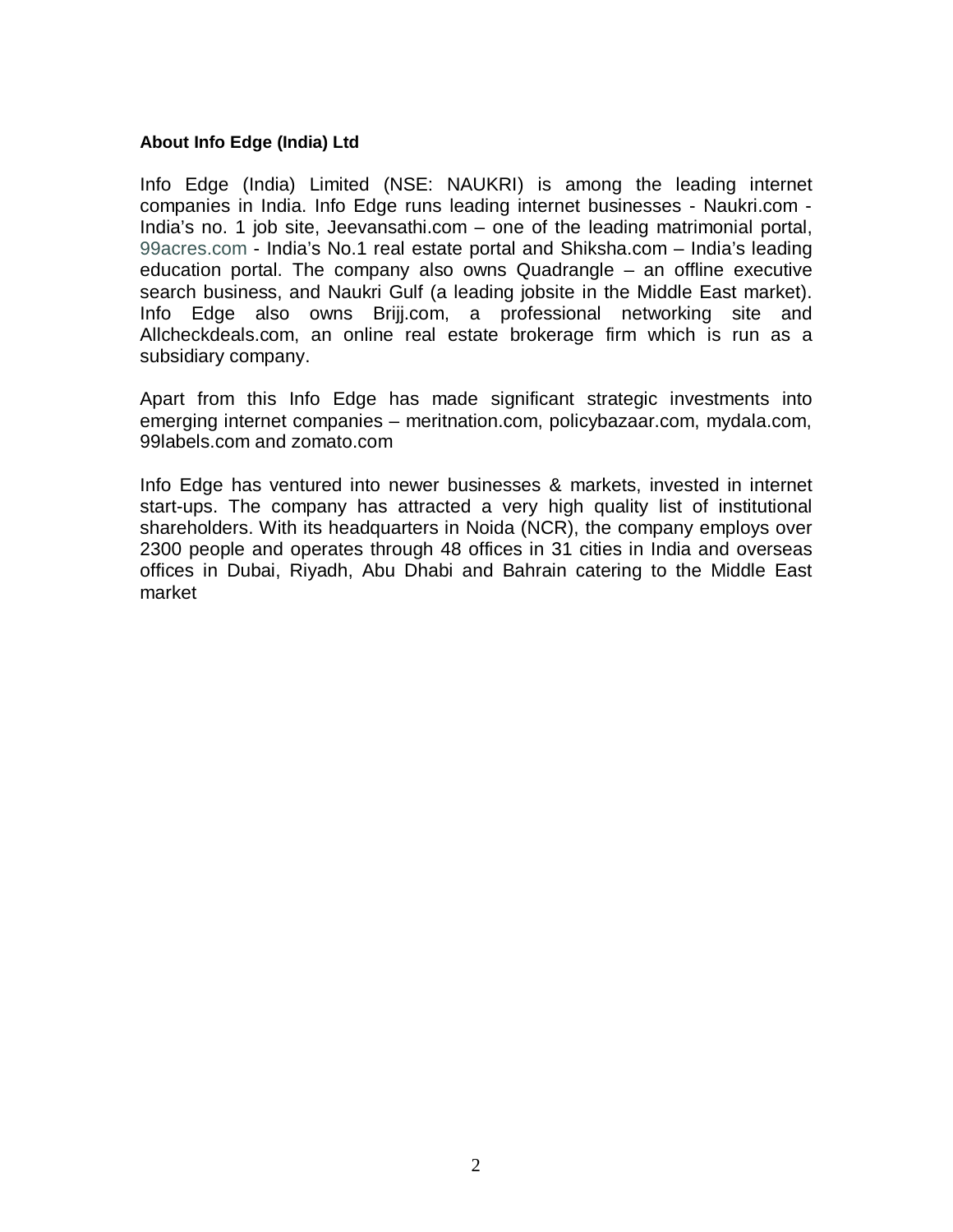**About Info Edge (India) Ltd**

Info Edge (India) Limited (NSE: NAUKRI) is among the leading internet companies in India. Info Edge runs leading internet businesses - Naukri.com - India's no. 1 job site, Jeevansathi.com – one of the leading matrimonial portal, 99acres.com - India's No.1 real estate portal and Shiksha.com – India's leading education portal. The company also owns Quadrangle – an offline executive search business, and Naukri Gulf (a leading jobsite in the Middle East market). Info Edge also owns Brijj.com, a professional networking site and Allcheckdeals.com, an online real estate brokerage firm which is run as a subsidiary company.

Apart from this Info Edge has made significant strategic investments into emerging internet companies – meritnation.com, policybazaar.com, mydala.com, 99labels.com and zomato.com

Info Edge has ventured into newer businesses & markets, invested in internet start-ups. The company has attracted a very high quality list of institutional shareholders. With its headquarters in Noida (NCR), the company employs over 2300 people and operates through 48 offices in 31 cities in India and overseas offices in Dubai, Riyadh, Abu Dhabi and Bahrain catering to the Middle East market